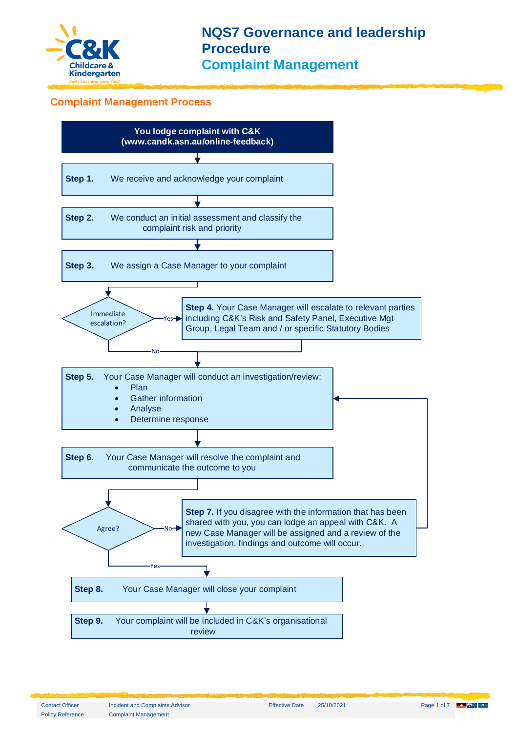# NQS7 Governance and leadership Procedure

## Complaint Management

### Complaint Management Process

**You lodge complaint with C&K (www.candk.asn.au/online-feedback)**

↓

**Step 1.** We receive and acknowledge your complaint

↓

**Step 2.** We conduct an initial assessment and classify the complaint risk and priority

↓

**Step 3.** We assign a Case Manager to your complaint

↓

**Immediate escalation?**

- Yes → **Step 4.** Your Case Manager will escalate to relevant parties including C&K's Risk and Safety Panel, Executive Mgt Group, Legal Team and / or specific Statutory Bodies → Step 5
- No → Step 5

**Step 5.** Your Case Manager will conduct an investigation/review:

- Plan
- Gather information
- Analyse
- Determine response

↓

**Step 6.** Your Case Manager will resolve the complaint and communicate the outcome to you

↓

**Agree?**

- No → **Step 7.** If you disagree with the information that has been shared with you, you can lodge an appeal with C&K. A new Case Manager will be assigned and a review of the investigation, findings and outcome will occur. → (return to Step 5)
- Yes → Step 8

**Step 8.** Your Case Manager will close your complaint

↓

**Step 9.** Your complaint will be included in C&K's organisational review

| Contact Officer | Incident and Complaints Advisor | Effective Date | 25/10/2021 |
|---|---|---|---|
| Policy Reference | Complaint Management | | |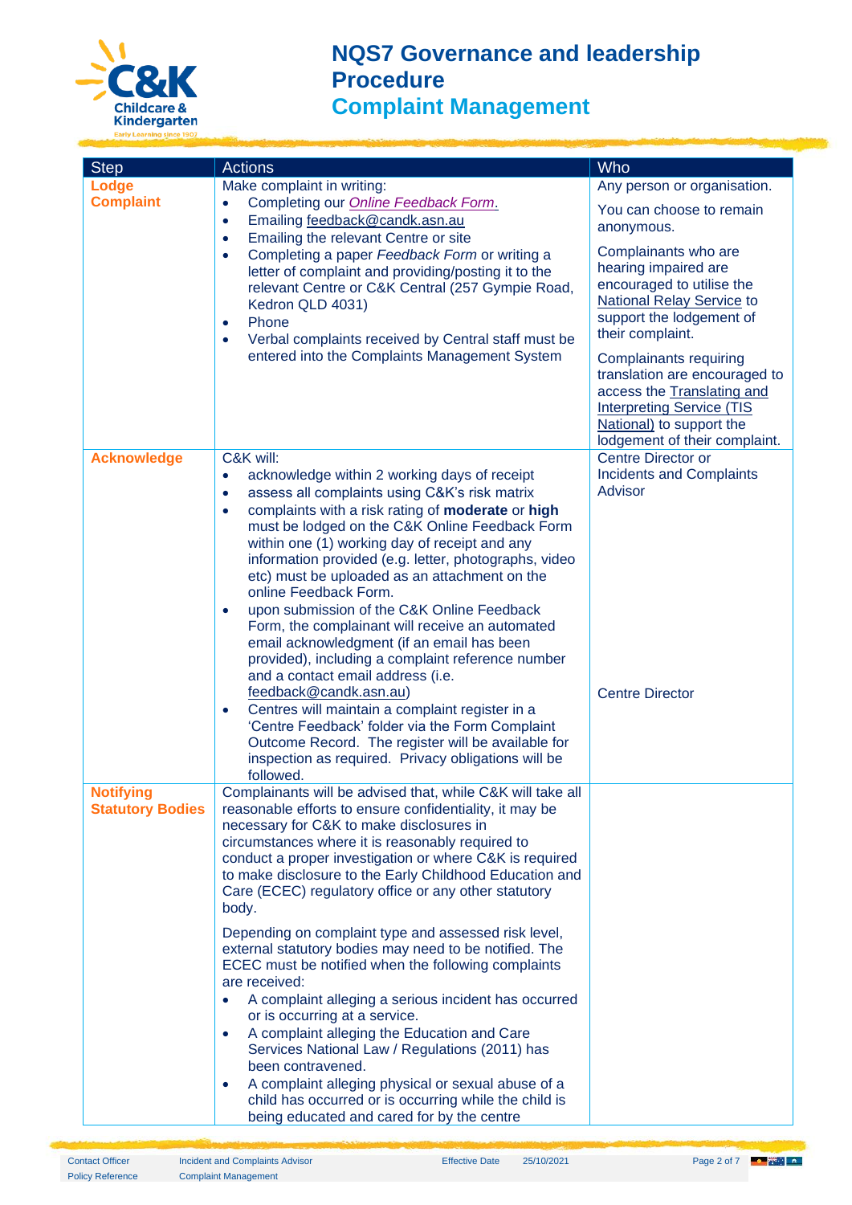# NQS7 Governance and leadership Procedure

## Complaint Management

| Step | Actions | Who |
|---|---|---|
| **Lodge Complaint** | Make complaint in writing:<br>• Completing our *Online Feedback Form*.<br>• Emailing feedback@candk.asn.au<br>• Emailing the relevant Centre or site<br>• Completing a paper *Feedback Form* or writing a letter of complaint and providing/posting it to the relevant Centre or C&K Central (257 Gympie Road, Kedron QLD 4031)<br>• Phone<br>• Verbal complaints received by Central staff must be entered into the Complaints Management System | Any person or organisation.<br><br>You can choose to remain anonymous.<br><br>Complainants who are hearing impaired are encouraged to utilise the National Relay Service to support the lodgement of their complaint.<br><br>Complainants requiring translation are encouraged to access the Translating and Interpreting Service (TIS National) to support the lodgement of their complaint. |
| **Acknowledge** | C&K will:<br>• acknowledge within 2 working days of receipt<br>• assess all complaints using C&K's risk matrix<br>• complaints with a risk rating of **moderate** or **high** must be lodged on the C&K Online Feedback Form within one (1) working day of receipt and any information provided (e.g. letter, photographs, video etc) must be uploaded as an attachment on the online Feedback Form.<br>• upon submission of the C&K Online Feedback Form, the complainant will receive an automated email acknowledgment (if an email has been provided), including a complaint reference number and a contact email address (i.e. feedback@candk.asn.au)<br>• Centres will maintain a complaint register in a 'Centre Feedback' folder via the Form Complaint Outcome Record. The register will be available for inspection as required. Privacy obligations will be followed. | Centre Director or Incidents and Complaints Advisor<br><br><br><br><br><br><br><br>Centre Director |
| **Notifying Statutory Bodies** | Complainants will be advised that, while C&K will take all reasonable efforts to ensure confidentiality, it may be necessary for C&K to make disclosures in circumstances where it is reasonably required to conduct a proper investigation or where C&K is required to make disclosure to the Early Childhood Education and Care (ECEC) regulatory office or any other statutory body.<br><br>Depending on complaint type and assessed risk level, external statutory bodies may need to be notified. The ECEC must be notified when the following complaints are received:<br>• A complaint alleging a serious incident has occurred or is occurring at a service.<br>• A complaint alleging the Education and Care Services National Law / Regulations (2011) has been contravened.<br>• A complaint alleging physical or sexual abuse of a child has occurred or is occurring while the child is being educated and cared for by the centre | |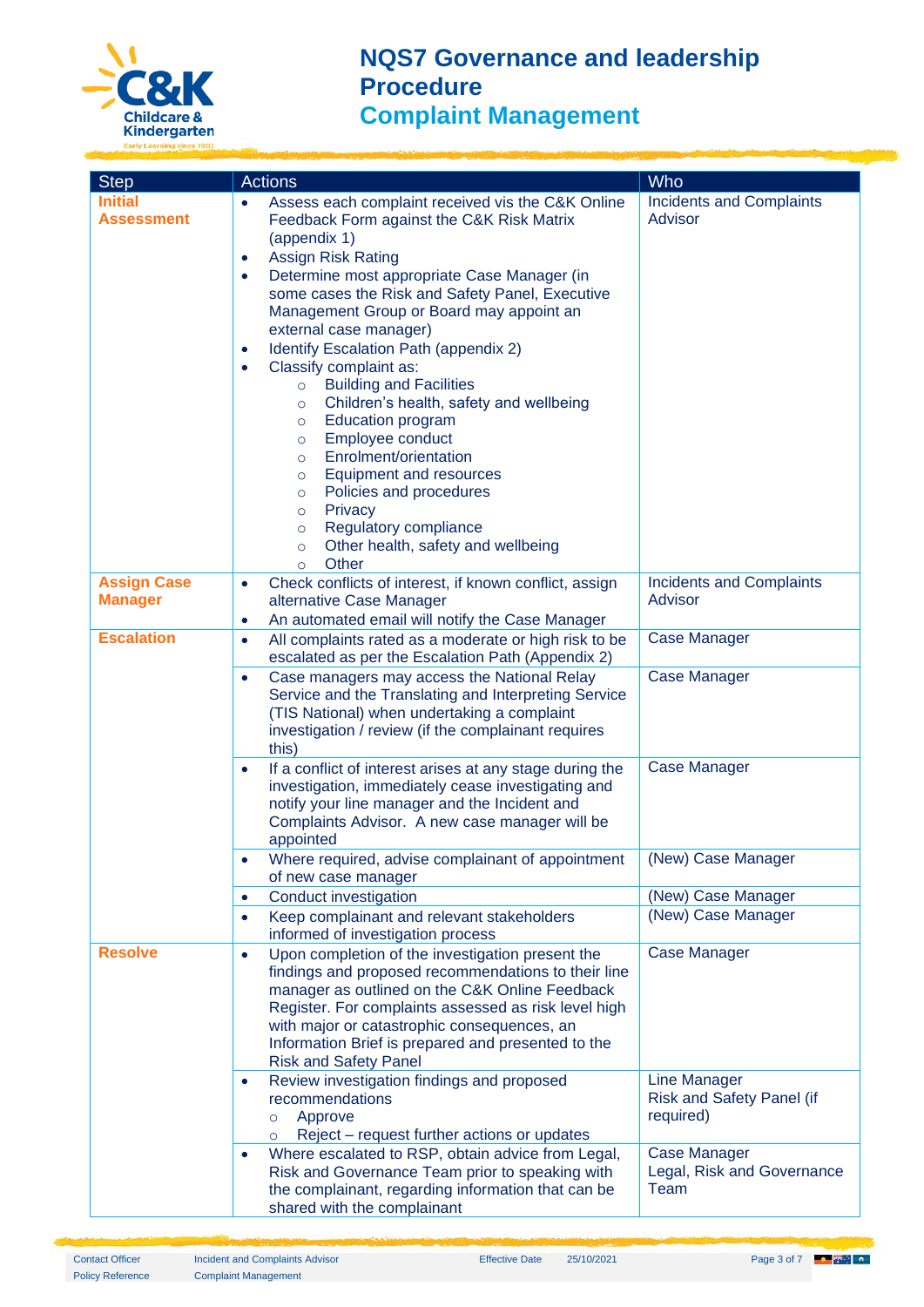# NQS7 Governance and leadership Procedure
## Complaint Management

| Step | Actions | Who |
|---|---|---|
| **Initial Assessment** | • Assess each complaint received vis the C&K Online Feedback Form against the C&K Risk Matrix (appendix 1)<br>• Assign Risk Rating<br>• Determine most appropriate Case Manager (in some cases the Risk and Safety Panel, Executive Management Group or Board may appoint an external case manager)<br>• Identify Escalation Path (appendix 2)<br>• Classify complaint as:<br>  ○ Building and Facilities<br>  ○ Children's health, safety and wellbeing<br>  ○ Education program<br>  ○ Employee conduct<br>  ○ Enrolment/orientation<br>  ○ Equipment and resources<br>  ○ Policies and procedures<br>  ○ Privacy<br>  ○ Regulatory compliance<br>  ○ Other health, safety and wellbeing<br>  ○ Other | Incidents and Complaints Advisor |
| **Assign Case Manager** | • Check conflicts of interest, if known conflict, assign alternative Case Manager<br>• An automated email will notify the Case Manager | Incidents and Complaints Advisor |
| **Escalation** | • All complaints rated as a moderate or high risk to be escalated as per the Escalation Path (Appendix 2) | Case Manager |
| | • Case managers may access the National Relay Service and the Translating and Interpreting Service (TIS National) when undertaking a complaint investigation / review (if the complainant requires this) | Case Manager |
| | • If a conflict of interest arises at any stage during the investigation, immediately cease investigating and notify your line manager and the Incident and Complaints Advisor. A new case manager will be appointed | Case Manager |
| | • Where required, advise complainant of appointment of new case manager | (New) Case Manager |
| | • Conduct investigation | (New) Case Manager |
| | • Keep complainant and relevant stakeholders informed of investigation process | (New) Case Manager |
| **Resolve** | • Upon completion of the investigation present the findings and proposed recommendations to their line manager as outlined on the C&K Online Feedback Register. For complaints assessed as risk level high with major or catastrophic consequences, an Information Brief is prepared and presented to the Risk and Safety Panel | Case Manager |
| | • Review investigation findings and proposed recommendations<br>  ○ Approve<br>  ○ Reject – request further actions or updates | Line Manager<br>Risk and Safety Panel (if required) |
| | • Where escalated to RSP, obtain advice from Legal, Risk and Governance Team prior to speaking with the complainant, regarding information that can be shared with the complainant | Case Manager<br>Legal, Risk and Governance Team |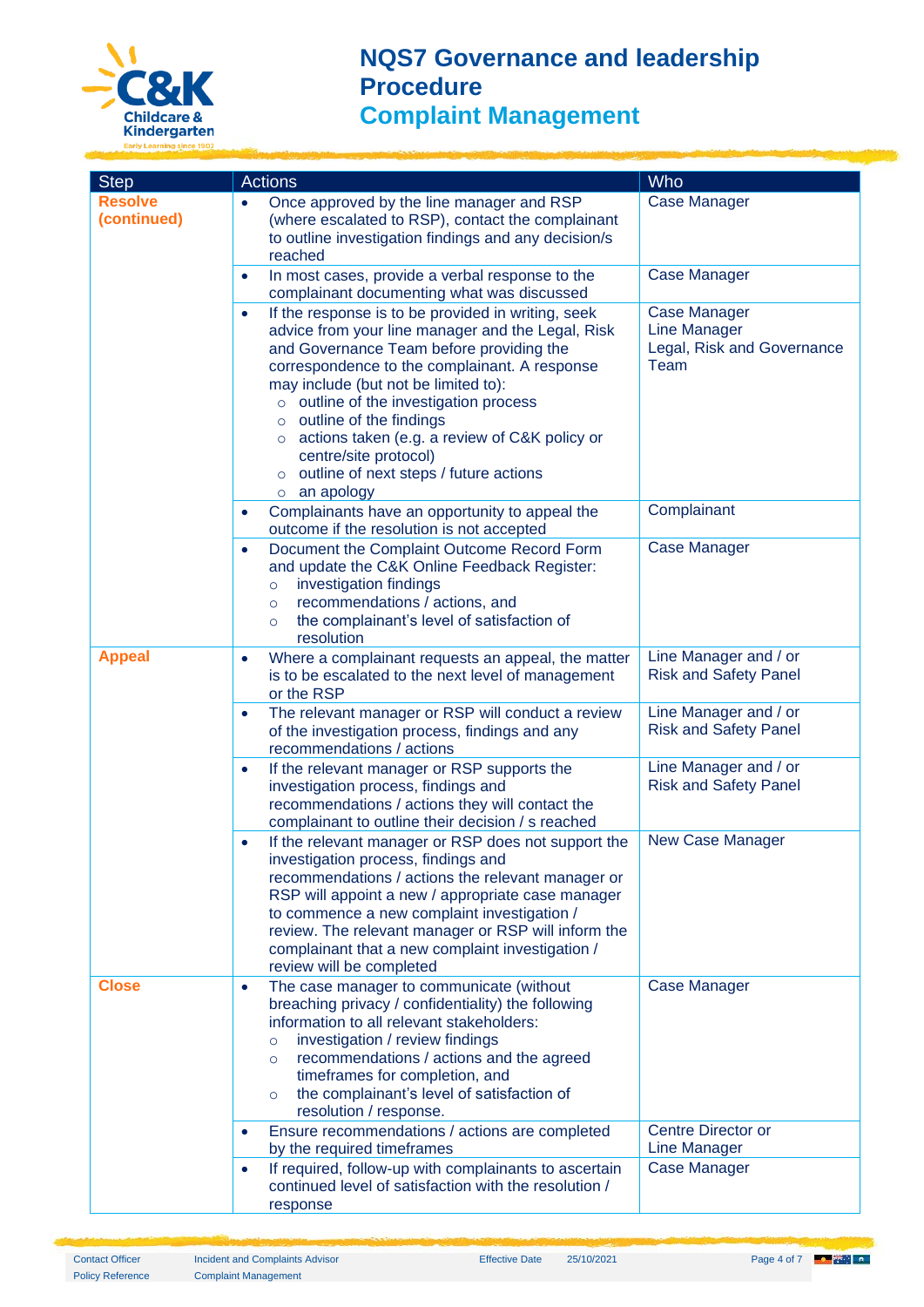# NQS7 Governance and leadership Procedure

## Complaint Management

| Step | Actions | Who |
|---|---|---|
| **Resolve (continued)** | • Once approved by the line manager and RSP (where escalated to RSP), contact the complainant to outline investigation findings and any decision/s reached | Case Manager |
| | • In most cases, provide a verbal response to the complainant documenting what was discussed | Case Manager |
| | • If the response is to be provided in writing, seek advice from your line manager and the Legal, Risk and Governance Team before providing the correspondence to the complainant. A response may include (but not be limited to):<br>○ outline of the investigation process<br>○ outline of the findings<br>○ actions taken (e.g. a review of C&K policy or centre/site protocol)<br>○ outline of next steps / future actions<br>○ an apology | Case Manager<br>Line Manager<br>Legal, Risk and Governance Team |
| | • Complainants have an opportunity to appeal the outcome if the resolution is not accepted | Complainant |
| | • Document the Complaint Outcome Record Form and update the C&K Online Feedback Register:<br>○ investigation findings<br>○ recommendations / actions, and<br>○ the complainant's level of satisfaction of resolution | Case Manager |
| **Appeal** | • Where a complainant requests an appeal, the matter is to be escalated to the next level of management or the RSP | Line Manager and / or Risk and Safety Panel |
| | • The relevant manager or RSP will conduct a review of the investigation process, findings and any recommendations / actions | Line Manager and / or Risk and Safety Panel |
| | • If the relevant manager or RSP supports the investigation process, findings and recommendations / actions they will contact the complainant to outline their decision / s reached | Line Manager and / or Risk and Safety Panel |
| | • If the relevant manager or RSP does not support the investigation process, findings and recommendations / actions the relevant manager or RSP will appoint a new / appropriate case manager to commence a new complaint investigation / review. The relevant manager or RSP will inform the complainant that a new complaint investigation / review will be completed | New Case Manager |
| **Close** | • The case manager to communicate (without breaching privacy / confidentiality) the following information to all relevant stakeholders:<br>○ investigation / review findings<br>○ recommendations / actions and the agreed timeframes for completion, and<br>○ the complainant's level of satisfaction of resolution / response. | Case Manager |
| | • Ensure recommendations / actions are completed by the required timeframes | Centre Director or Line Manager |
| | • If required, follow-up with complainants to ascertain continued level of satisfaction with the resolution / response | Case Manager |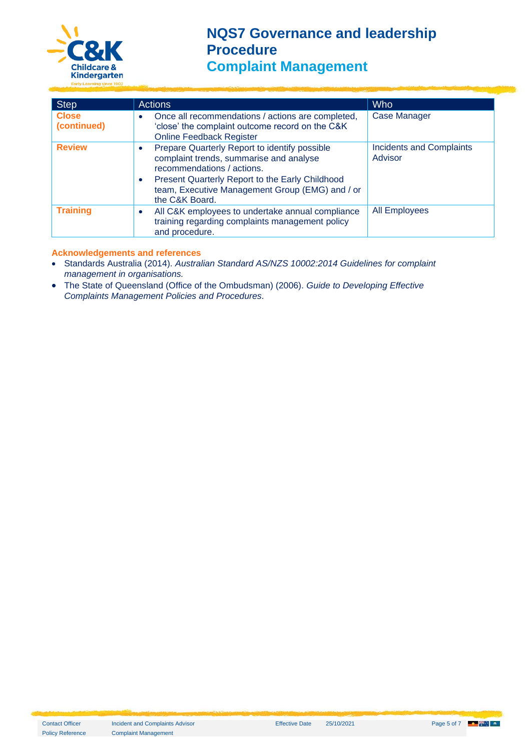| Step | Actions | Who |
|---|---|---|
| **Close (continued)** | • Once all recommendations / actions are completed, 'close' the complaint outcome record on the C&K Online Feedback Register | Case Manager |
| **Review** | • Prepare Quarterly Report to identify possible complaint trends, summarise and analyse recommendations / actions.<br>• Present Quarterly Report to the Early Childhood team, Executive Management Group (EMG) and / or the C&K Board. | Incidents and Complaints Advisor |
| **Training** | • All C&K employees to undertake annual compliance training regarding complaints management policy and procedure. | All Employees |

### Acknowledgements and references

- Standards Australia (2014). *Australian Standard AS/NZS 10002:2014 Guidelines for complaint management in organisations.*
- The State of Queensland (Office of the Ombudsman) (2006). *Guide to Developing Effective Complaints Management Policies and Procedures.*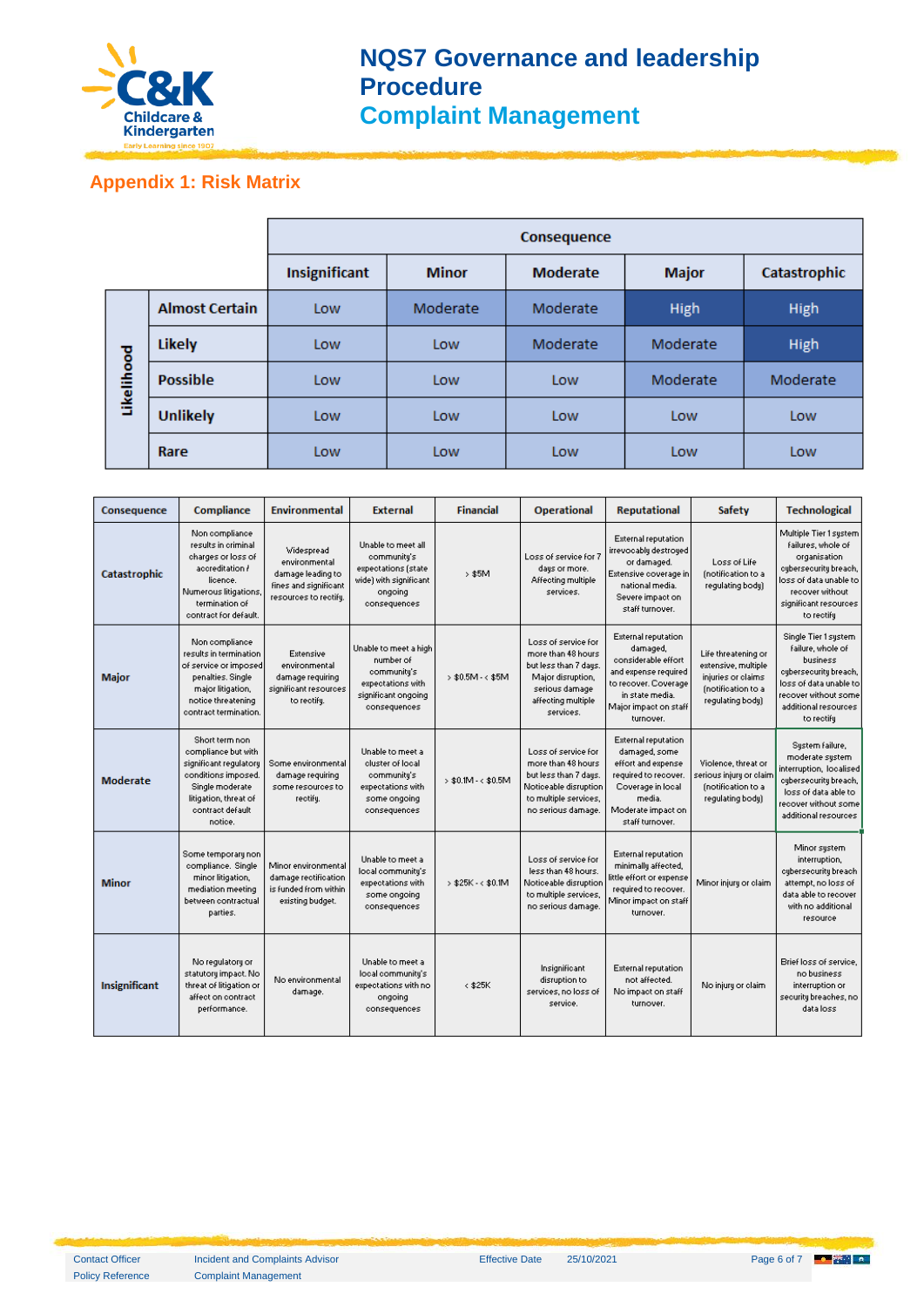## Appendix 1: Risk Matrix

| | | Consequence | | | | |
|---|---|---|---|---|---|---|
| | | **Insignificant** | **Minor** | **Moderate** | **Major** | **Catastrophic** |
| **Likelihood** | **Almost Certain** | Low | Moderate | Moderate | High | High |
| | **Likely** | Low | Low | Moderate | Moderate | High |
| | **Possible** | Low | Low | Low | Moderate | Moderate |
| | **Unlikely** | Low | Low | Low | Low | Low |
| | **Rare** | Low | Low | Low | Low | Low |

| Consequence | Compliance | Environmental | External | Financial | Operational | Reputational | Safety | Technological |
|---|---|---|---|---|---|---|---|---|
| **Catastrophic** | Non compliance results in criminal charges or loss of accreditation / licence. Numerous litigations, termination of contract for default. | Widespread environmental damage leading to fines and significant resources to rectify. | Unable to meet all community's expectations (state wide) with significant ongoing consequences | > $5M | Loss of service for 7 days or more. Affecting multiple services. | External reputation irrevocably destroyed or damaged. Extensive coverage in national media. Severe impact on staff turnover. | Loss of Life (notification to a regulating body) | Multiple Tier 1 system failures, whole of organisation cybersecurity breach, loss of data unable to recover without significant resources to rectify |
| **Major** | Non compliance results in termination of service or imposed penalties. Single major litigation, notice threatening contract termination. | Extensive environmental damage requiring significant resources to rectify. | Unable to meet a high number of community's expectations with significant ongoing consequences | > $0.5M - < $5M | Loss of service for more than 48 hours but less than 7 days. Major disruption, serious damage affecting multiple services. | External reputation damaged, considerable effort and expense required to recover. Coverage in state media. Major impact on staff turnover. | Life threatening or extensive, multiple injuries or claims (notification to a regulating body) | Single Tier 1 system failure, whole of business cybersecurity breach, loss of data unable to recover without some additional resources to rectify |
| **Moderate** | Short term non compliance but with significant regulatory conditions imposed. Single moderate litigation, threat of contract default notice. | Some environmental damage requiring some resources to rectify. | Unable to meet a cluster of local community's expectations with some ongoing consequences | > $0.1M - < $0.5M | Loss of service for more than 48 hours but less than 7 days. Noticeable disruption to multiple services, no serious damage. | External reputation damaged, some effort and expense required to recover. Coverage in local media. Moderate impact on staff turnover. | Violence, threat or serious injury or claim (notification to a regulating body) | System failure, moderate system interruption, localised cybersecurity breach, loss of data able to recover without some additional resources |
| **Minor** | Some temporary non compliance. Single minor litigation, mediation meeting between contractual parties. | Minor environmental damage rectification is funded from within existing budget. | Unable to meet a local community's expectations with some ongoing consequences | > $25K - < $0.1M | Loss of service for less than 48 hours. Noticeable disruption to multiple services, no serious damage. | External reputation minimally affected, little effort or expense required to recover. Minor impact on staff turnover. | Minor injury or claim | Minor system interruption, cybersecurity breach attempt, no loss of data able to recover with no additional resource |
| **Insignificant** | No regulatory or statutory impact. No threat of litigation or affect on contract performance. | No environmental damage. | Unable to meet a local community's expectations with no ongoing consequences | < $25K | Insignificant disruption to services, no loss of service. | External reputation not affected. No impact on staff turnover. | No injury or claim | Brief loss of service, no business interruption or security breaches, no data loss |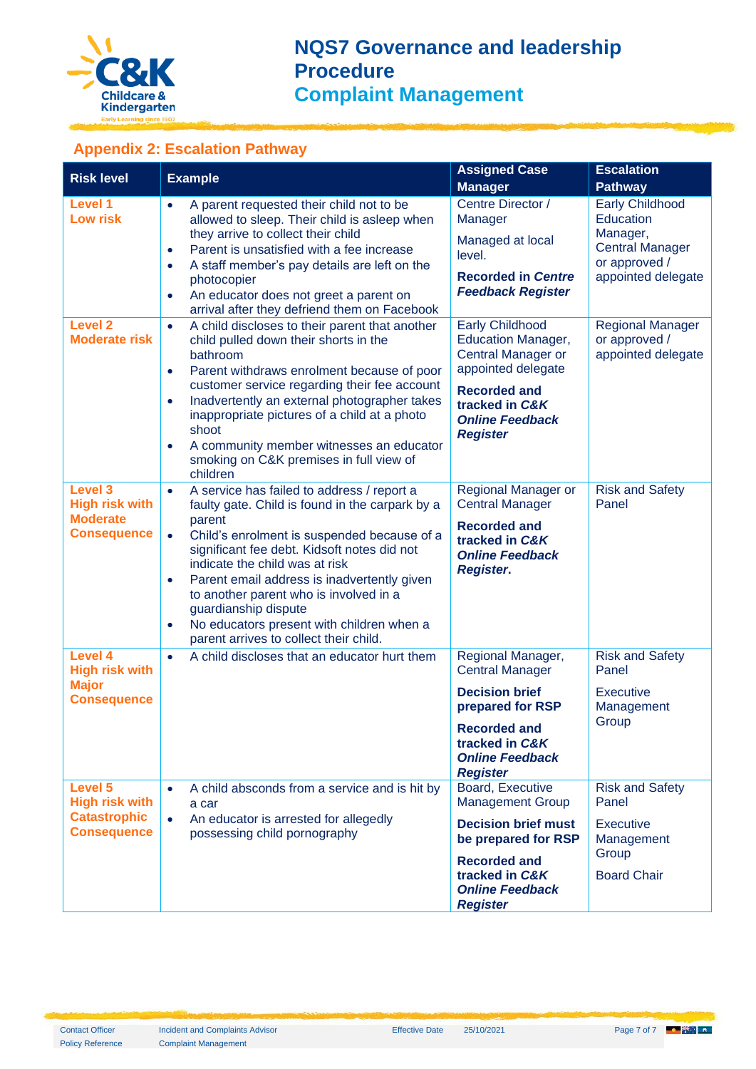# NQS7 Governance and leadership Procedure

## Complaint Management

### Appendix 2: Escalation Pathway

| Risk level | Example | Assigned Case Manager | Escalation Pathway |
|---|---|---|---|
| **Level 1 Low risk** | • A parent requested their child not to be allowed to sleep. Their child is asleep when they arrive to collect their child<br>• Parent is unsatisfied with a fee increase<br>• A staff member's pay details are left on the photocopier<br>• An educator does not greet a parent on arrival after they defriend them on Facebook | Centre Director / Manager<br>Managed at local level.<br>**Recorded in *Centre Feedback Register*** | Early Childhood Education Manager, Central Manager or approved / appointed delegate |
| **Level 2 Moderate risk** | • A child discloses to their parent that another child pulled down their shorts in the bathroom<br>• Parent withdraws enrolment because of poor customer service regarding their fee account<br>• Inadvertently an external photographer takes inappropriate pictures of a child at a photo shoot<br>• A community member witnesses an educator smoking on C&K premises in full view of children | Early Childhood Education Manager, Central Manager or appointed delegate<br>**Recorded and tracked in *C&K Online Feedback Register*** | Regional Manager or approved / appointed delegate |
| **Level 3 High risk with Moderate Consequence** | • A service has failed to address / report a faulty gate. Child is found in the carpark by a parent<br>• Child's enrolment is suspended because of a significant fee debt. Kidsoft notes did not indicate the child was at risk<br>• Parent email address is inadvertently given to another parent who is involved in a guardianship dispute<br>• No educators present with children when a parent arrives to collect their child. | Regional Manager or Central Manager<br>**Recorded and tracked in *C&K Online Feedback Register*.** | Risk and Safety Panel |
| **Level 4 High risk with Major Consequence** | • A child discloses that an educator hurt them | Regional Manager, Central Manager<br>**Decision brief prepared for RSP**<br>**Recorded and tracked in *C&K Online Feedback Register*** | Risk and Safety Panel<br>Executive Management Group |
| **Level 5 High risk with Catastrophic Consequence** | • A child absconds from a service and is hit by a car<br>• An educator is arrested for allegedly possessing child pornography | Board, Executive Management Group<br>**Decision brief must be prepared for RSP**<br>**Recorded and tracked in *C&K Online Feedback Register*** | Risk and Safety Panel<br>Executive Management Group<br>Board Chair |